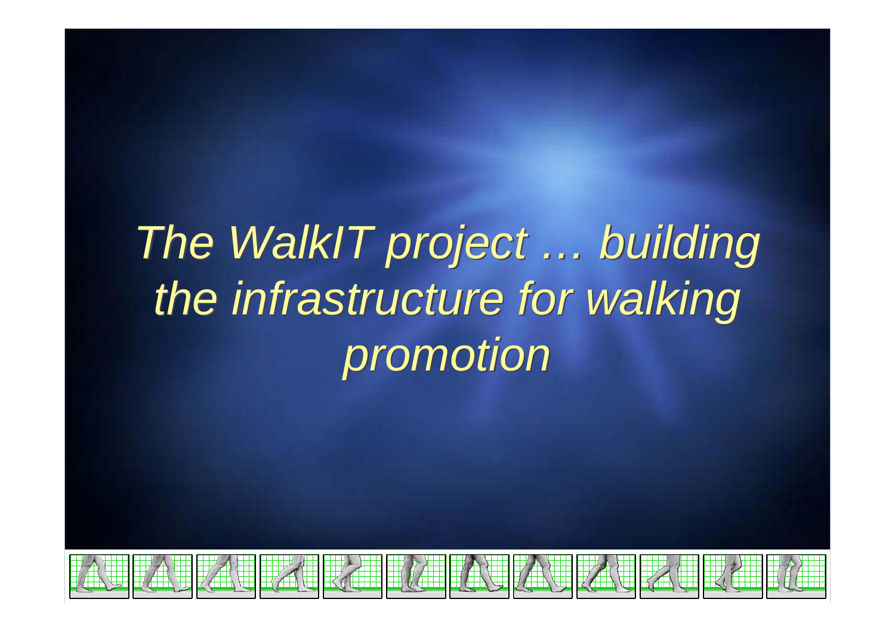# *The WalkIT project … building the infrastructure for walking promotion*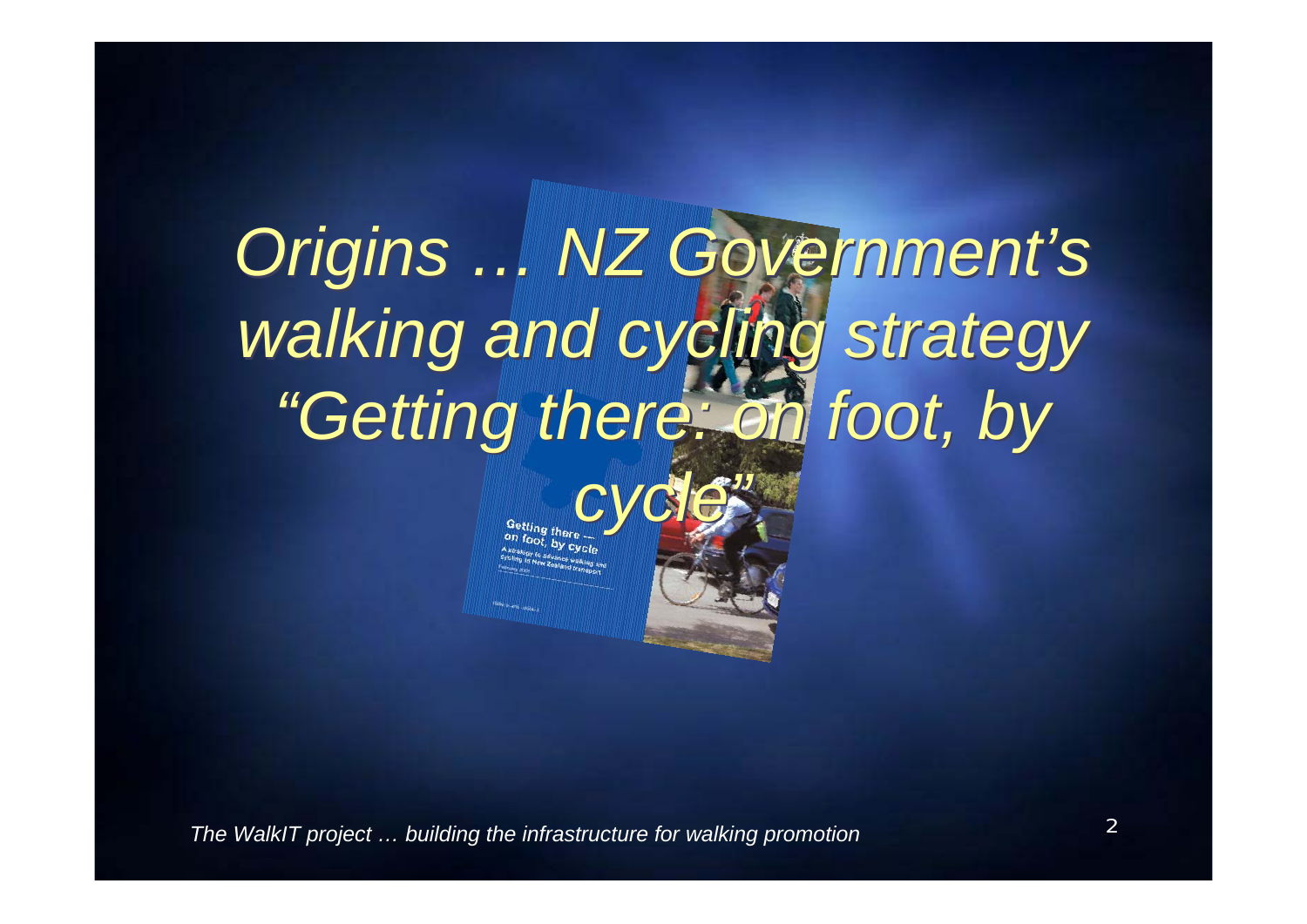# *Origins … NZ Government's walking and cycling strategy "Getting there: on foot, by cycle"*

Getting there — on foot, by cycle

A strategy to advance walking and cycling in New Zealand transport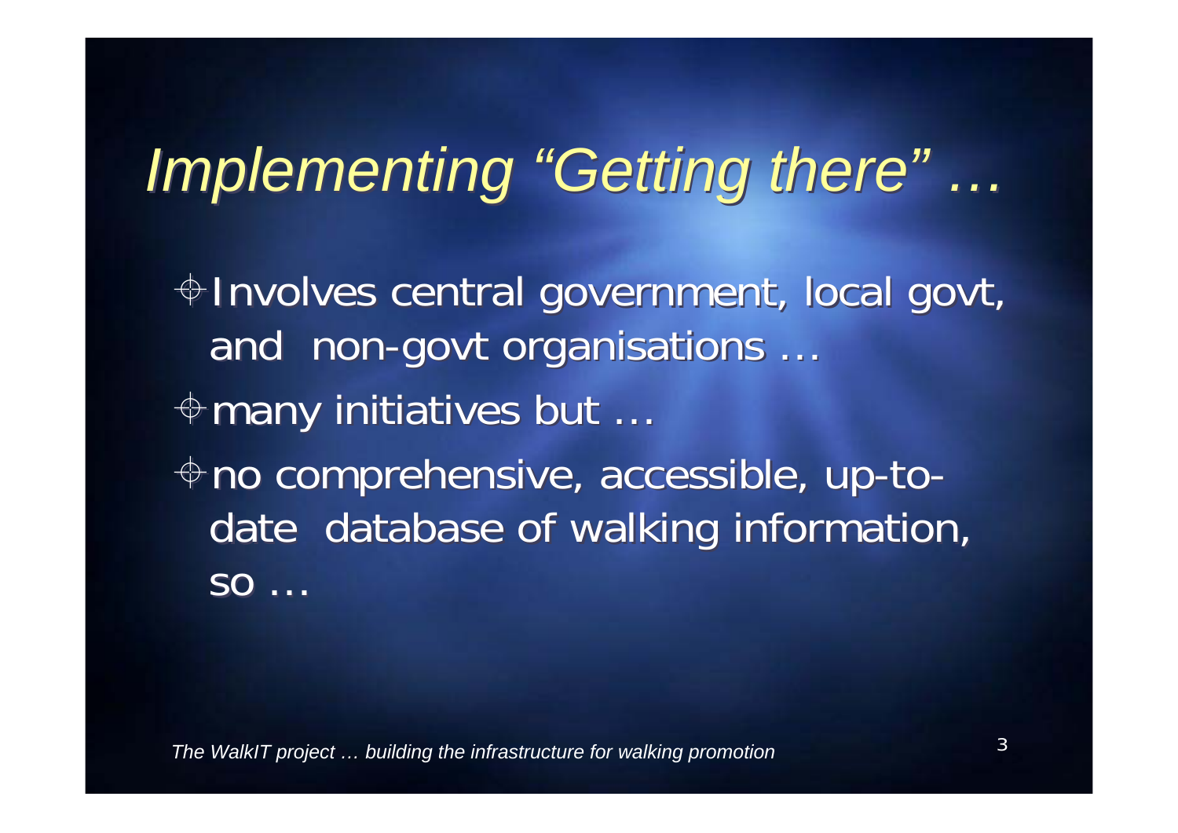# *Implementing "Getting there" …*

- Involves central government, local govt, and non-govt organisations …
- many initiatives but …
- no comprehensive, accessible, up-to-date database of walking information, so …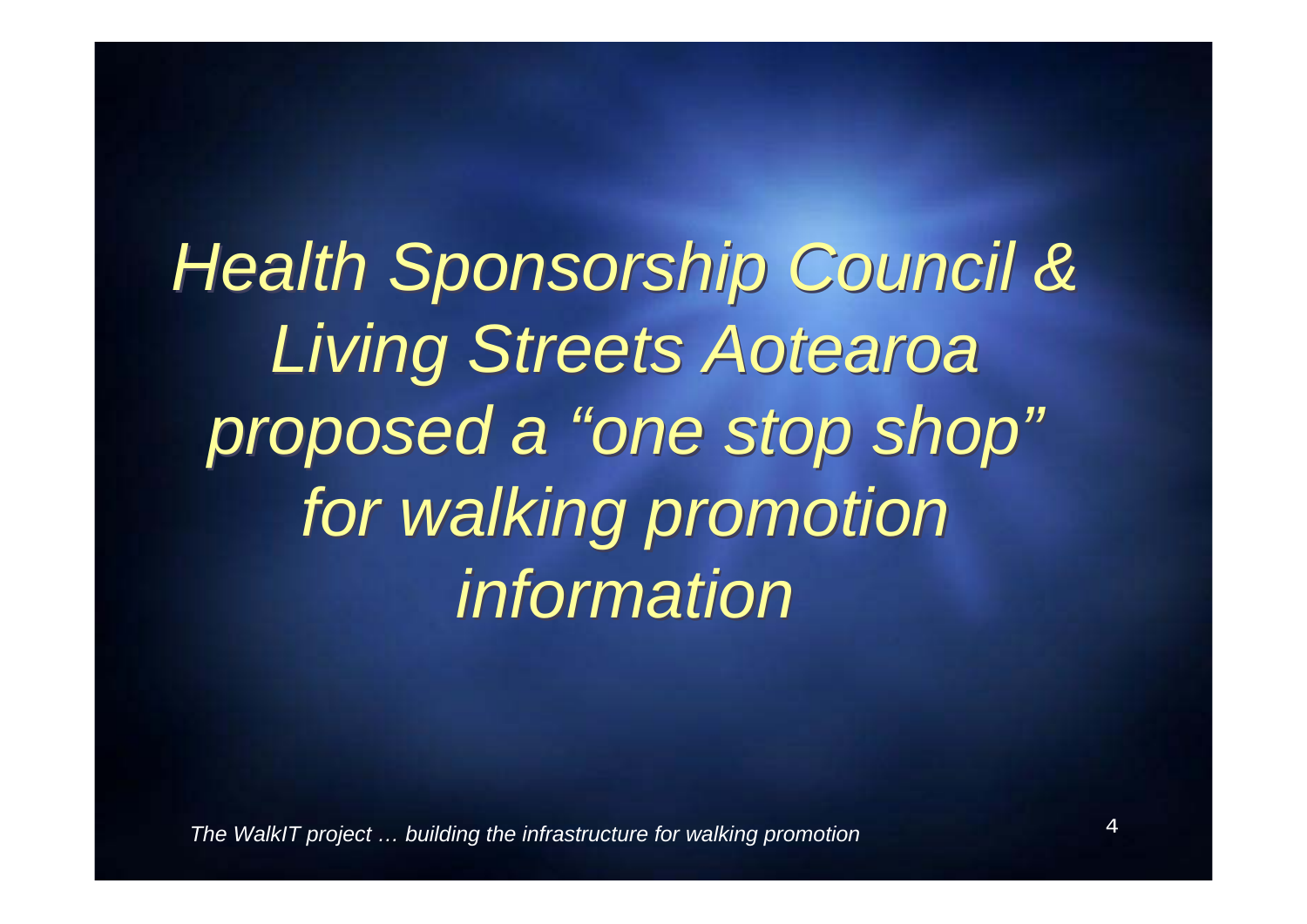*Health Sponsorship Council & Living Streets Aotearoa proposed a "one stop shop" for walking promotion information*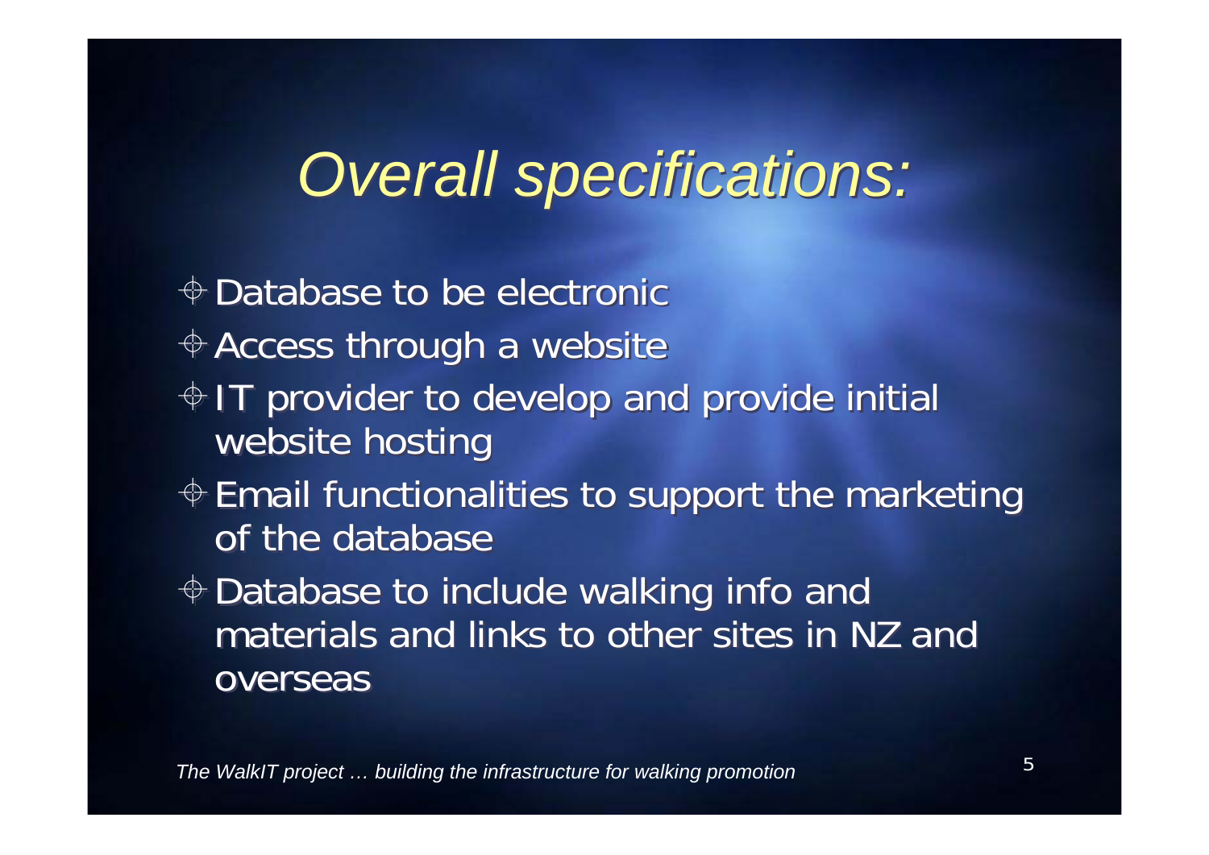# *Overall specifications:*

- Database to be electronic
- Access through a website
- IT provider to develop and provide initial website hosting
- Email functionalities to support the marketing of the database
- Database to include walking info and materials and links to other sites in NZ and overseas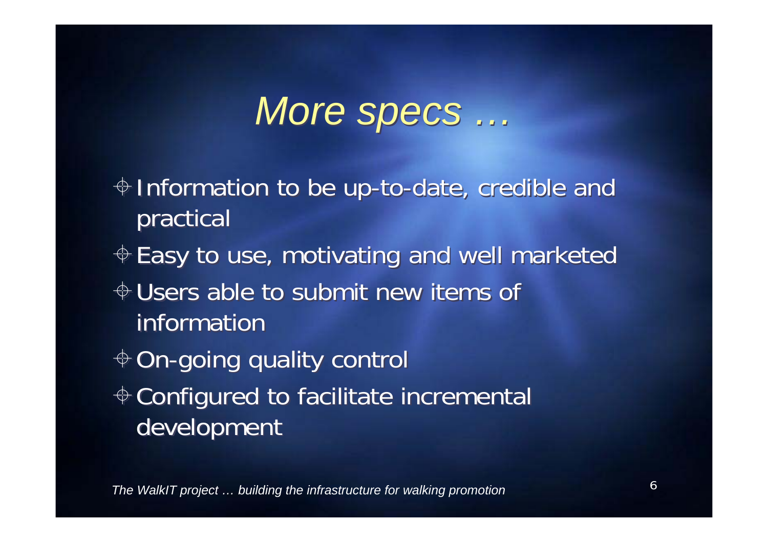# *More specs …*

- Information to be up-to-date, credible and practical
- Easy to use, motivating and well marketed
- Users able to submit new items of information
- On-going quality control
- Configured to facilitate incremental development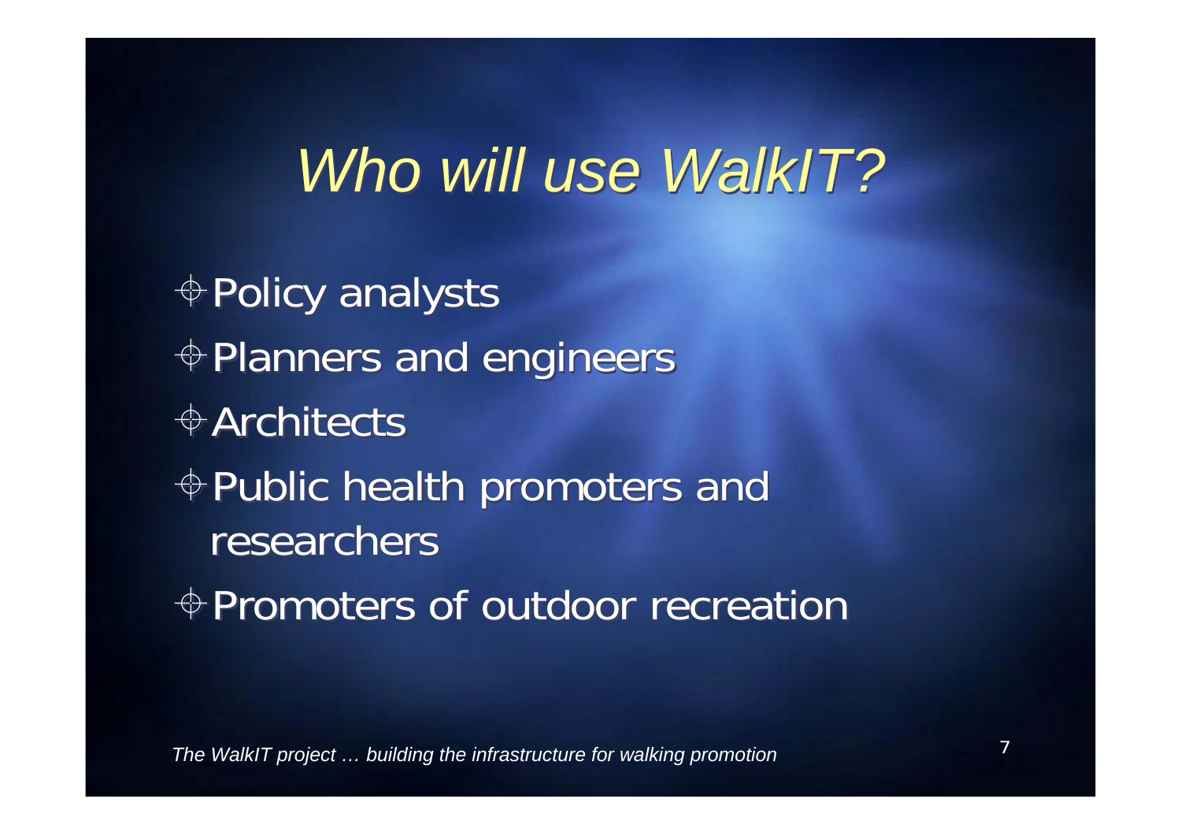# *Who will use WalkIT?*

- Policy analysts
- Planners and engineers
- Architects
- Public health promoters and researchers
- Promoters of outdoor recreation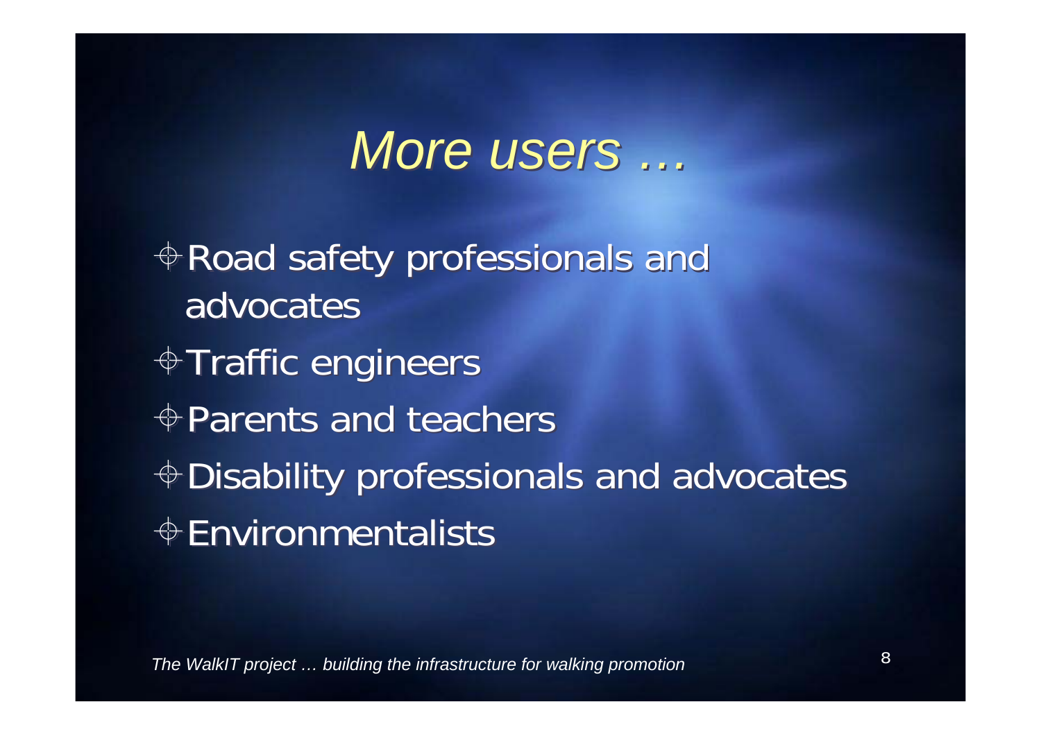# *More users …*

- Road safety professionals and advocates
- Traffic engineers
- Parents and teachers
- Disability professionals and advocates
- Environmentalists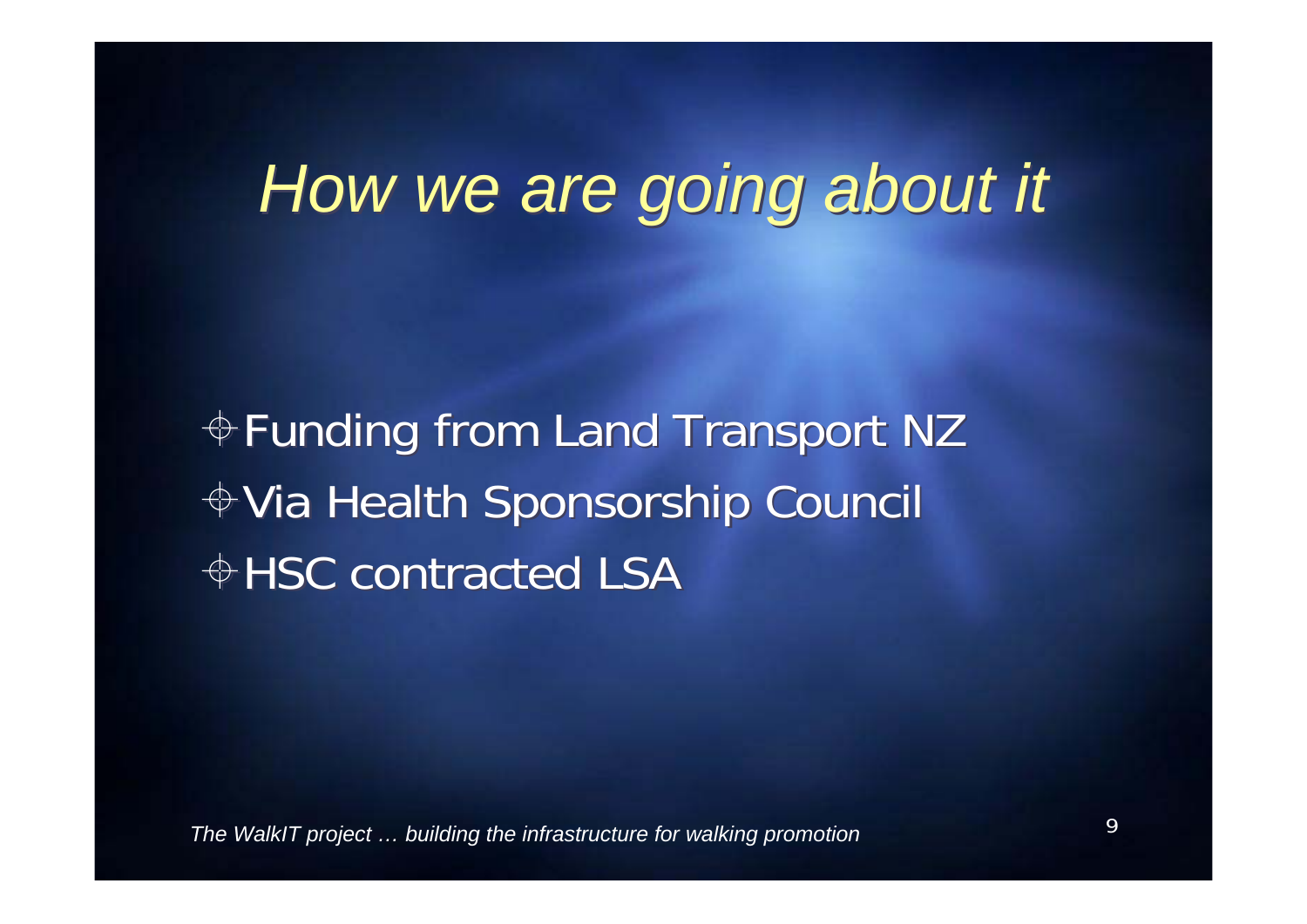# *How we are going about it*

- Funding from Land Transport NZ
- Via Health Sponsorship Council
- HSC contracted LSA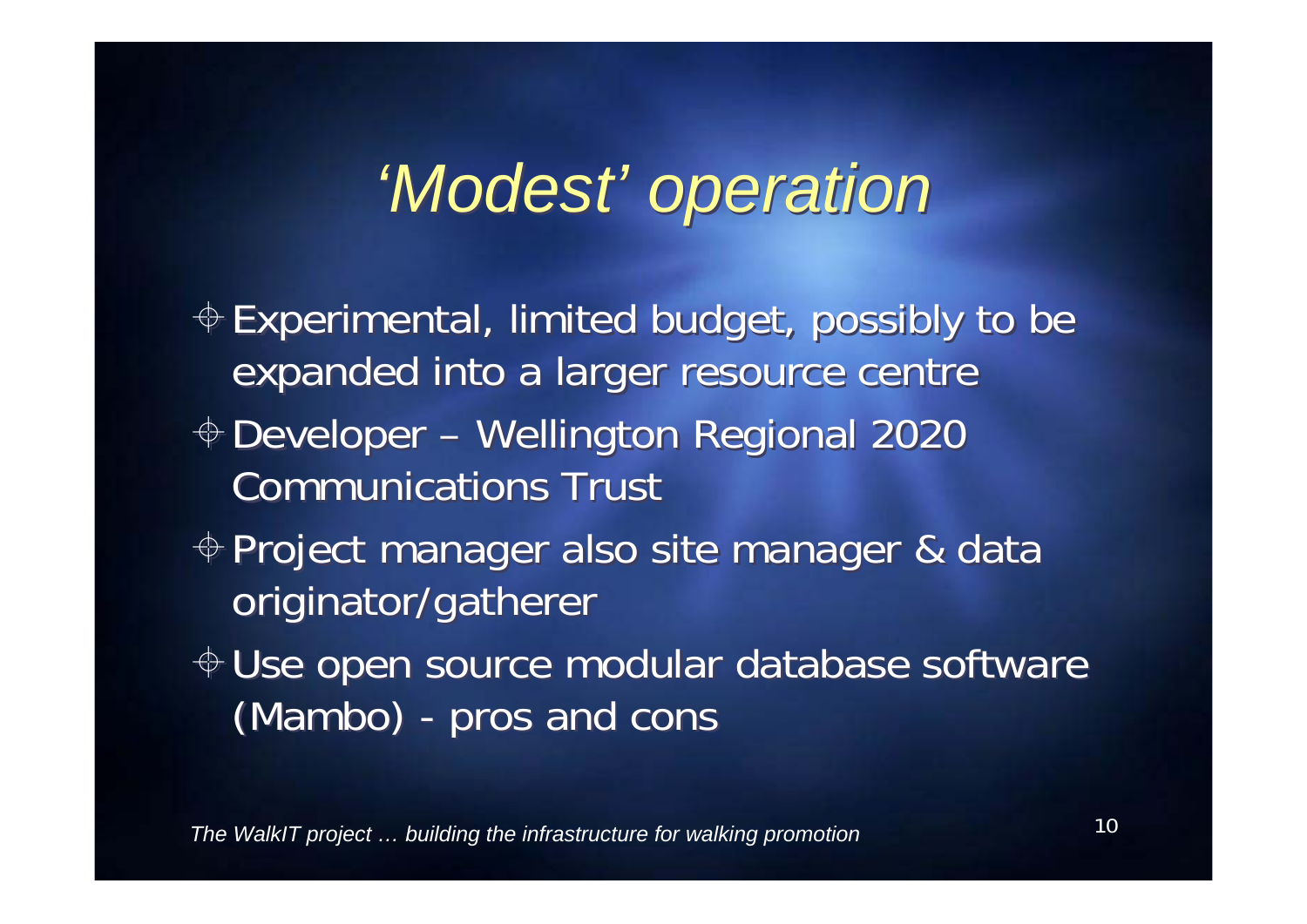# *'Modest' operation*

- Experimental, limited budget, possibly to be expanded into a larger resource centre
- Developer – Wellington Regional 2020 Communications Trust
- Project manager also site manager & data originator/gatherer
- Use open source modular database software (Mambo) - pros and cons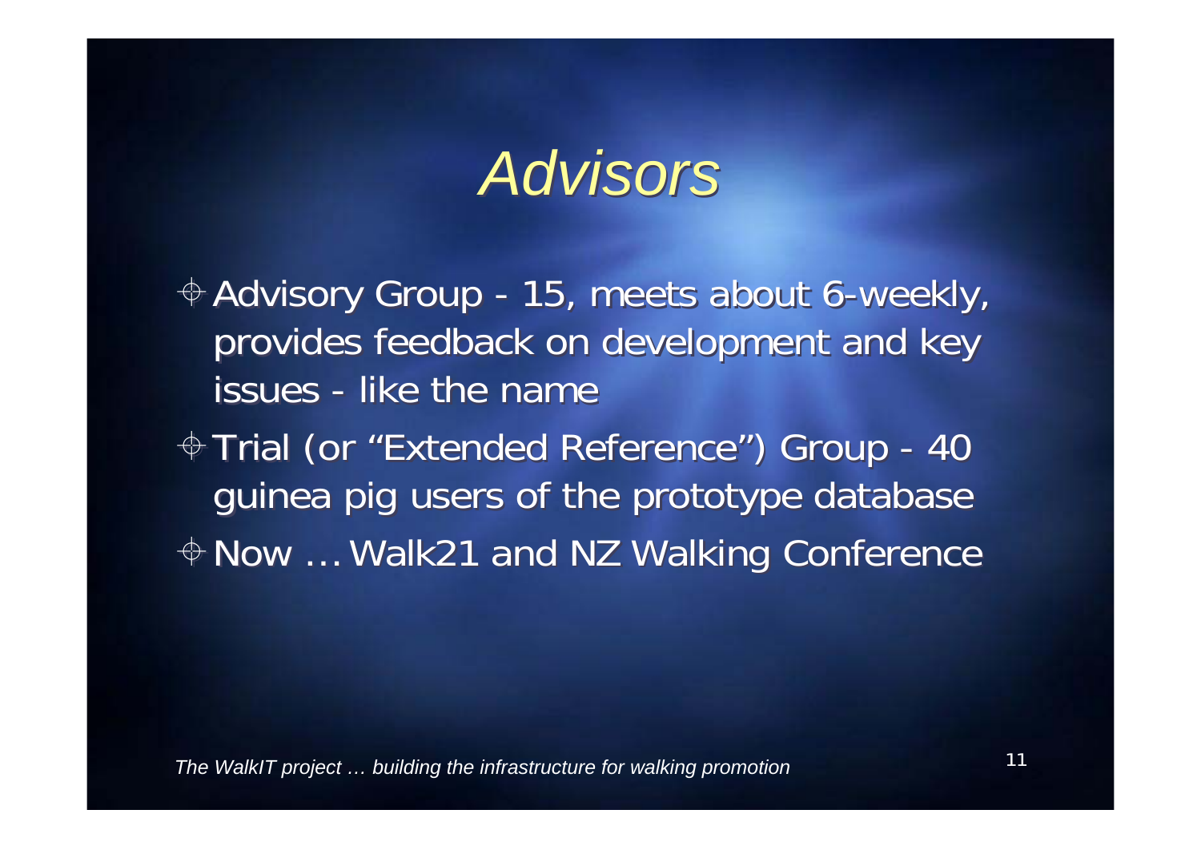# *Advisors*

- Advisory Group - 15, meets about 6-weekly, provides feedback on development and key issues - like the name
- Trial (or "Extended Reference") Group - 40 guinea pig users of the prototype database
- Now … Walk21 and NZ Walking Conference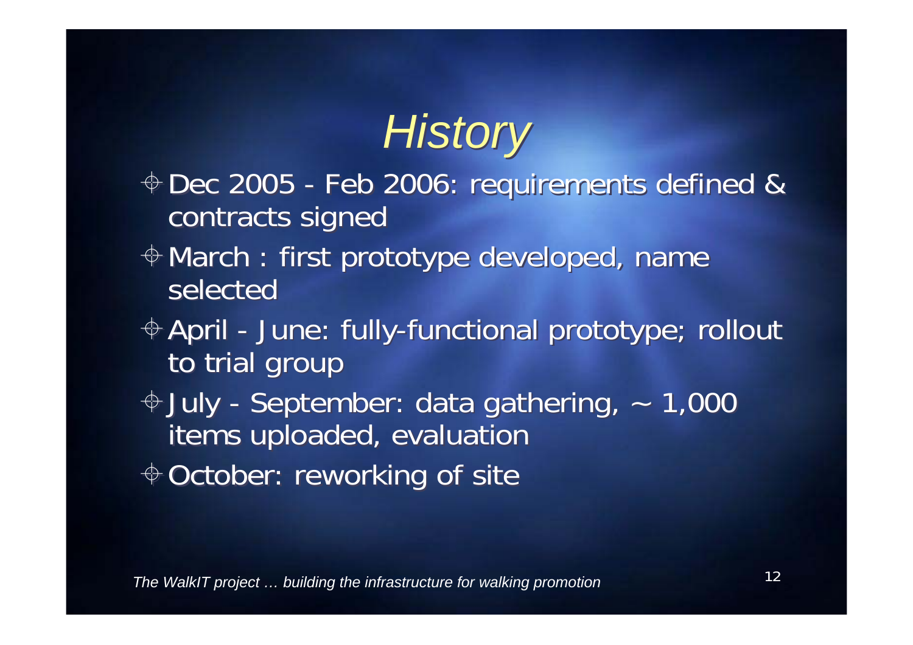# *History*

- Dec 2005 - Feb 2006: requirements defined & contracts signed
- March : first prototype developed, name selected
- April - June: fully-functional prototype; rollout to trial group
- July - September: data gathering, ~ 1,000 items uploaded, evaluation
- October: reworking of site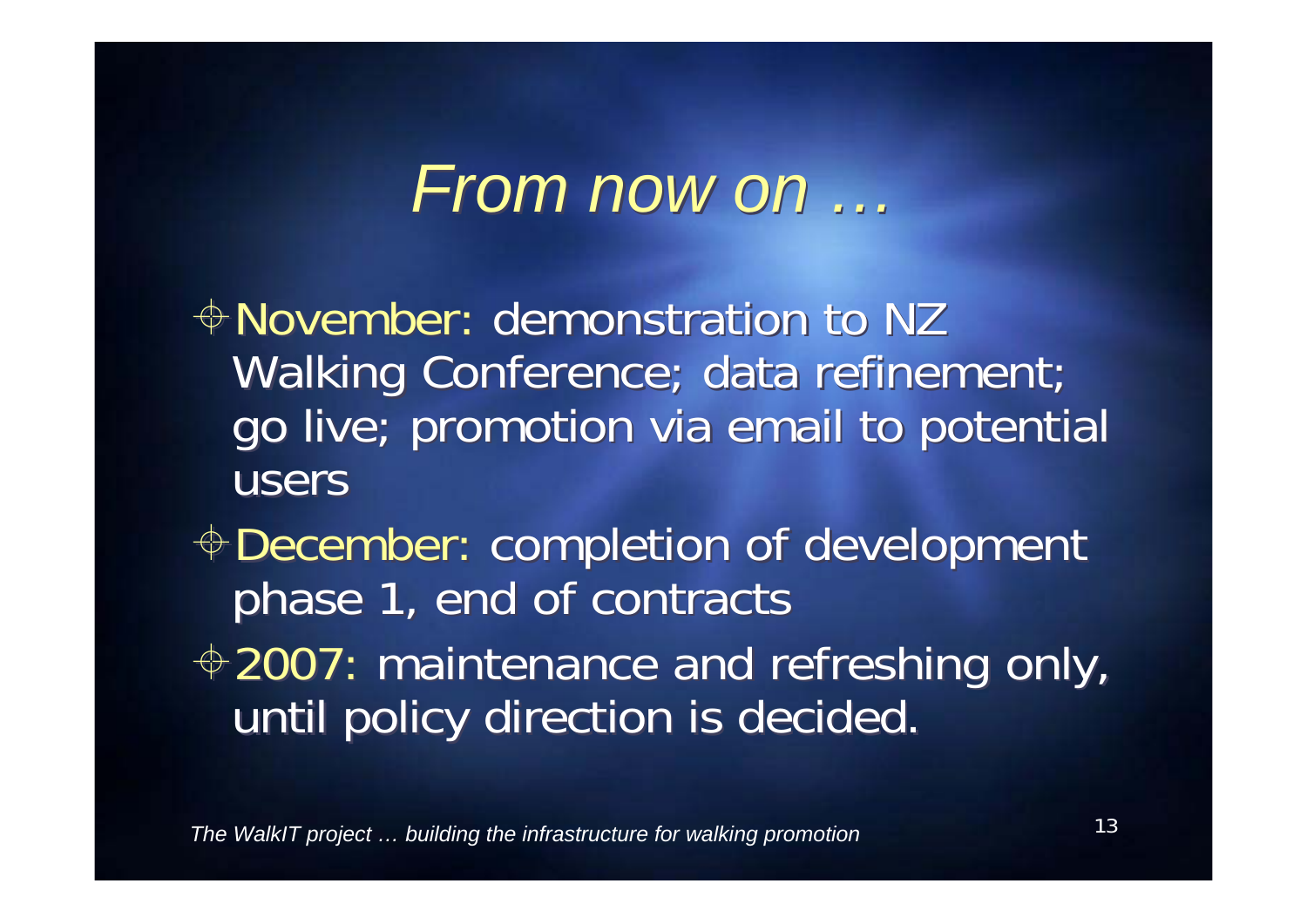# *From now on …*

- November: demonstration to NZ Walking Conference; data refinement; go live; promotion via email to potential users
- December: completion of development phase 1, end of contracts
- 2007: maintenance and refreshing only, until policy direction is decided.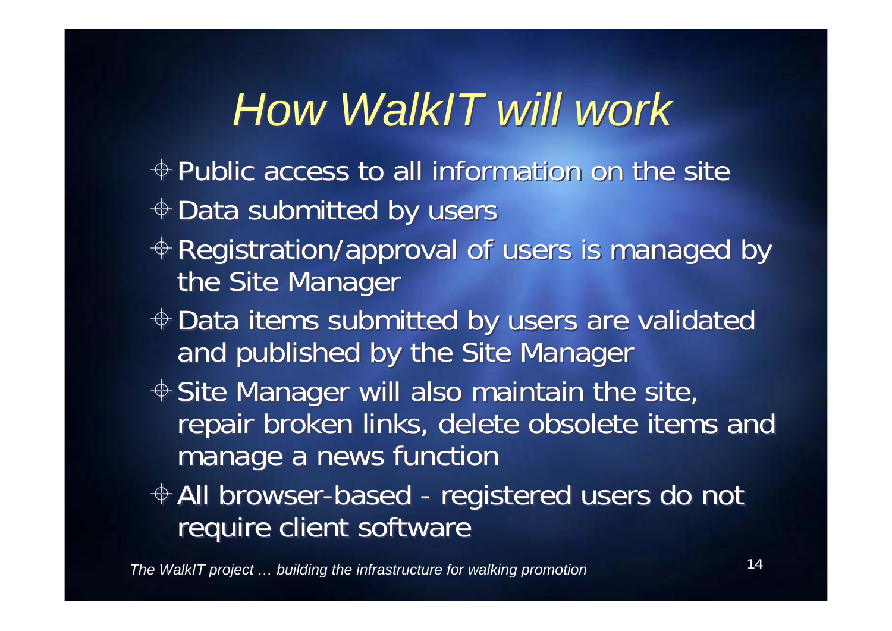# *How WalkIT will work*

- Public access to all information on the site
- Data submitted by users
- Registration/approval of users is managed by the Site Manager
- Data items submitted by users are validated and published by the Site Manager
- Site Manager will also maintain the site, repair broken links, delete obsolete items and manage a news function
- All browser-based - registered users do not require client software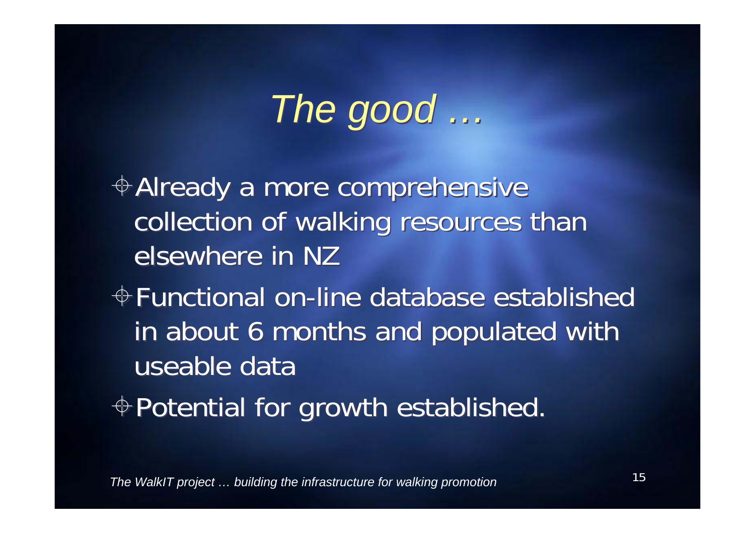# *The good …*

- Already a more comprehensive collection of walking resources than elsewhere in NZ
- Functional on-line database established in about 6 months and populated with useable data
- Potential for growth established.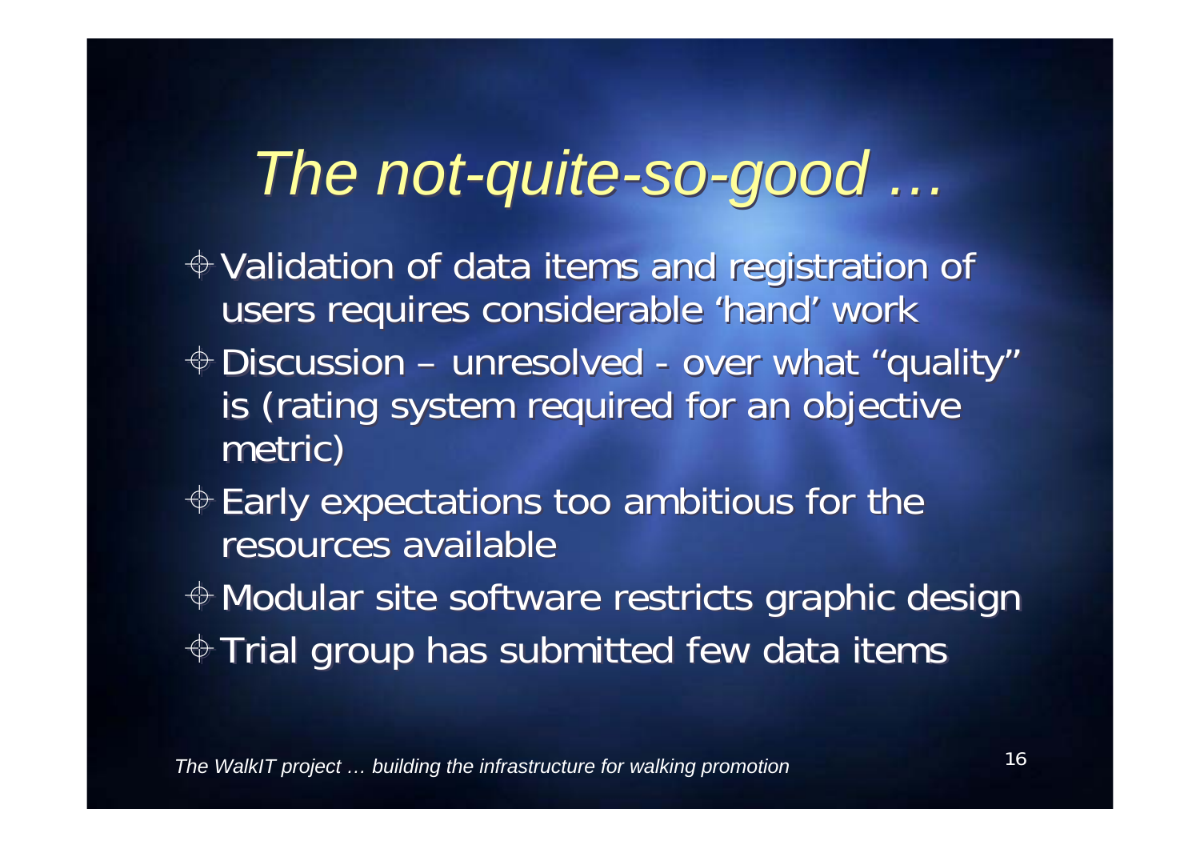# *The not-quite-so-good …*

- Validation of data items and registration of users requires considerable 'hand' work
- Discussion – unresolved - over what "quality" is (rating system required for an objective metric)
- Early expectations too ambitious for the resources available
- Modular site software restricts graphic design
- Trial group has submitted few data items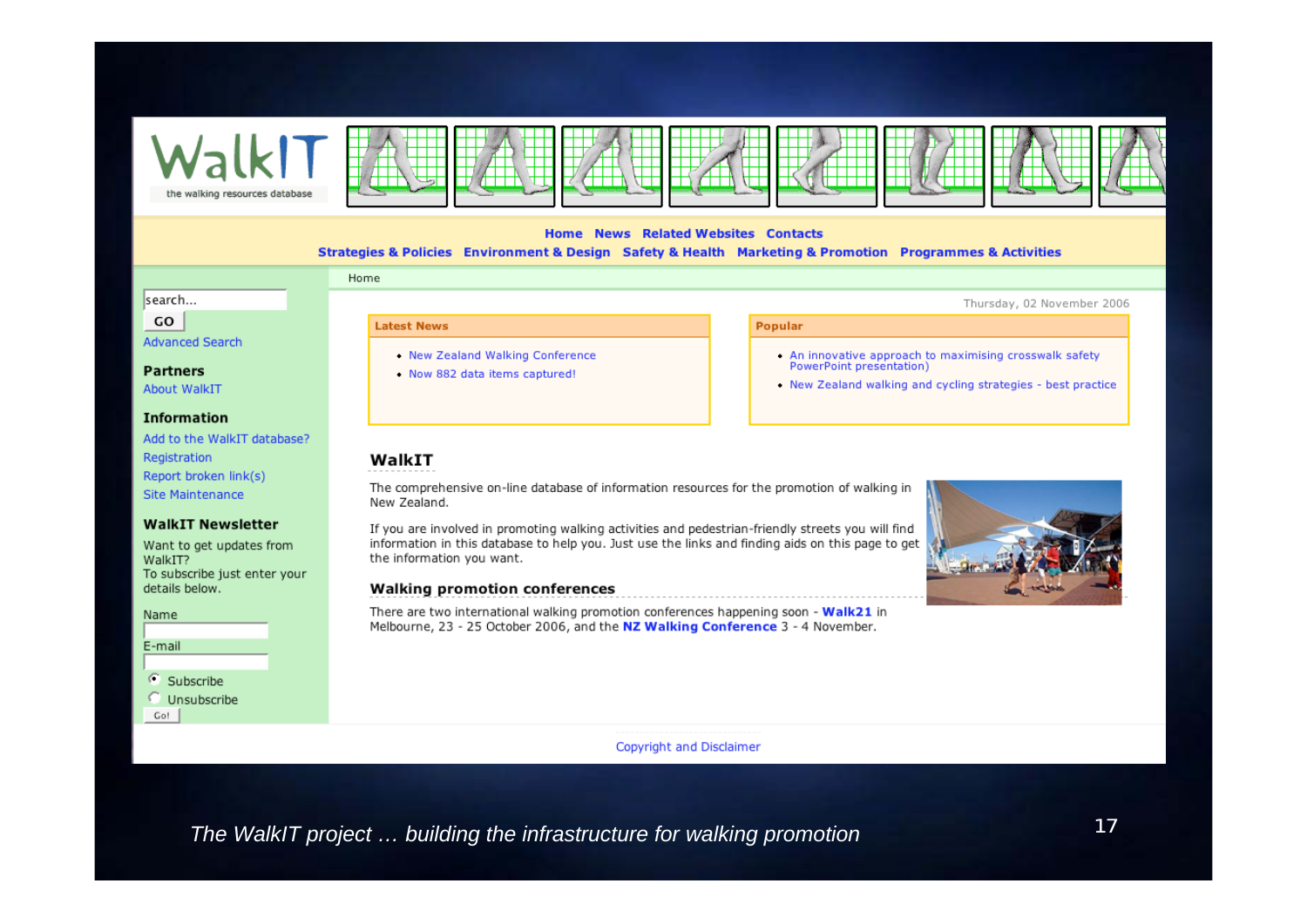WalkIT

the walking resources database

Home News Related Websites Contacts

Strategies & Policies Environment & Design Safety & Health Marketing & Promotion Programmes & Activities

Home

search...

GO

Advanced Search

**Partners**

About WalkIT

**Information**

Add to the WalkIT database?

Registration

Report broken link(s)

Site Maintenance

**WalkIT Newsletter**

Want to get updates from WalkIT?
To subscribe just enter your details below.

Name

E-mail

Subscribe

Unsubscribe

Go!

Thursday, 02 November 2006

**Latest News**

- New Zealand Walking Conference
- Now 882 data items captured!

**Popular**

- An innovative approach to maximising crosswalk safety PowerPoint presentation)
- New Zealand walking and cycling strategies - best practice

## WalkIT

The comprehensive on-line database of information resources for the promotion of walking in New Zealand.

If you are involved in promoting walking activities and pedestrian-friendly streets you will find information in this database to help you. Just use the links and finding aids on this page to get the information you want.

### Walking promotion conferences

There are two international walking promotion conferences happening soon - **Walk21** in Melbourne, 23 - 25 October 2006, and the **NZ Walking Conference** 3 - 4 November.

Copyright and Disclaimer

*The WalkIT project … building the infrastructure for walking promotion*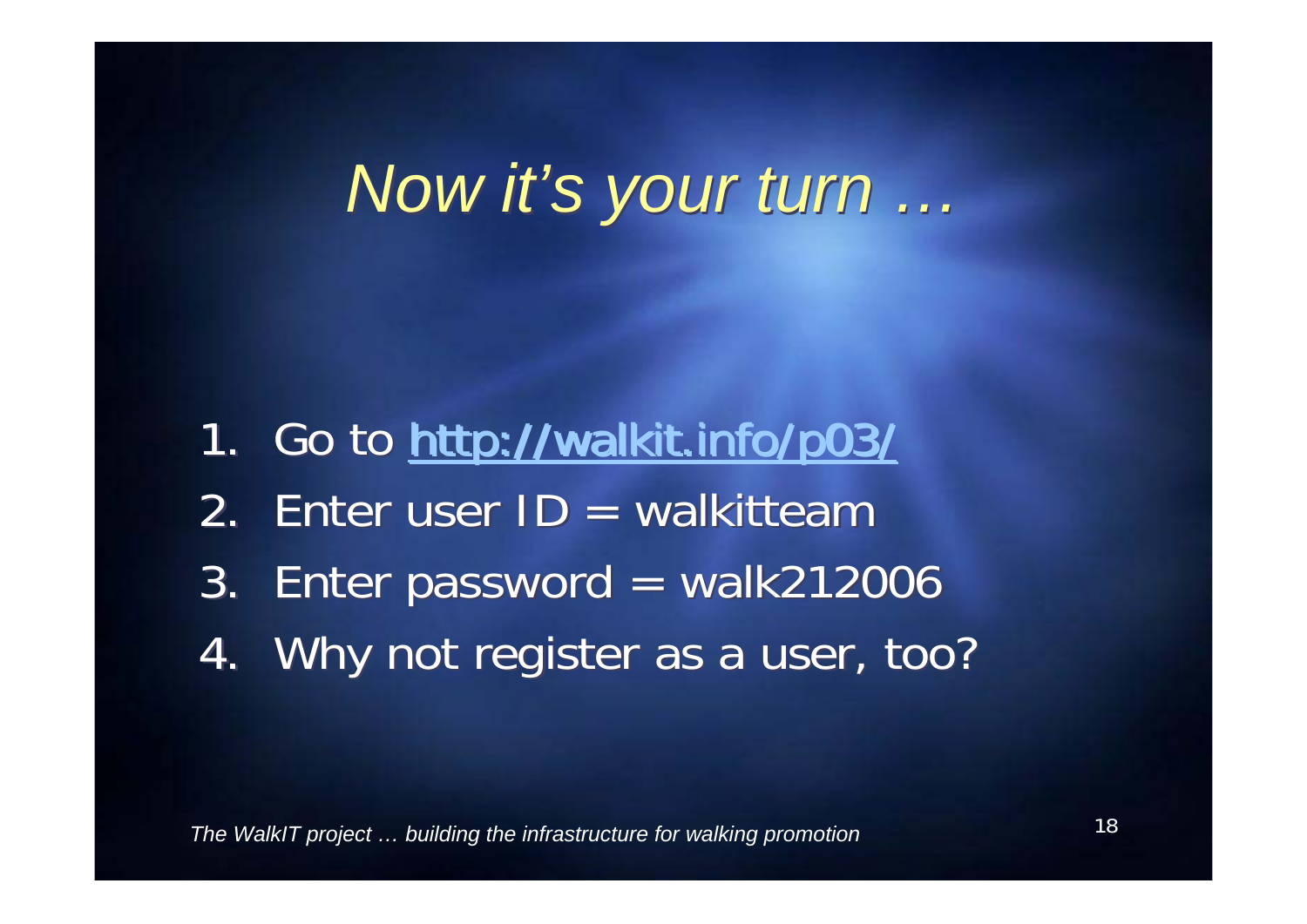# *Now it's your turn …*

1. Go to [http://walkit.info/p03/](http://walkit.info/p03/)
2. Enter user ID = walkitteam
3. Enter password = walk212006
4. Why not register as a user, too?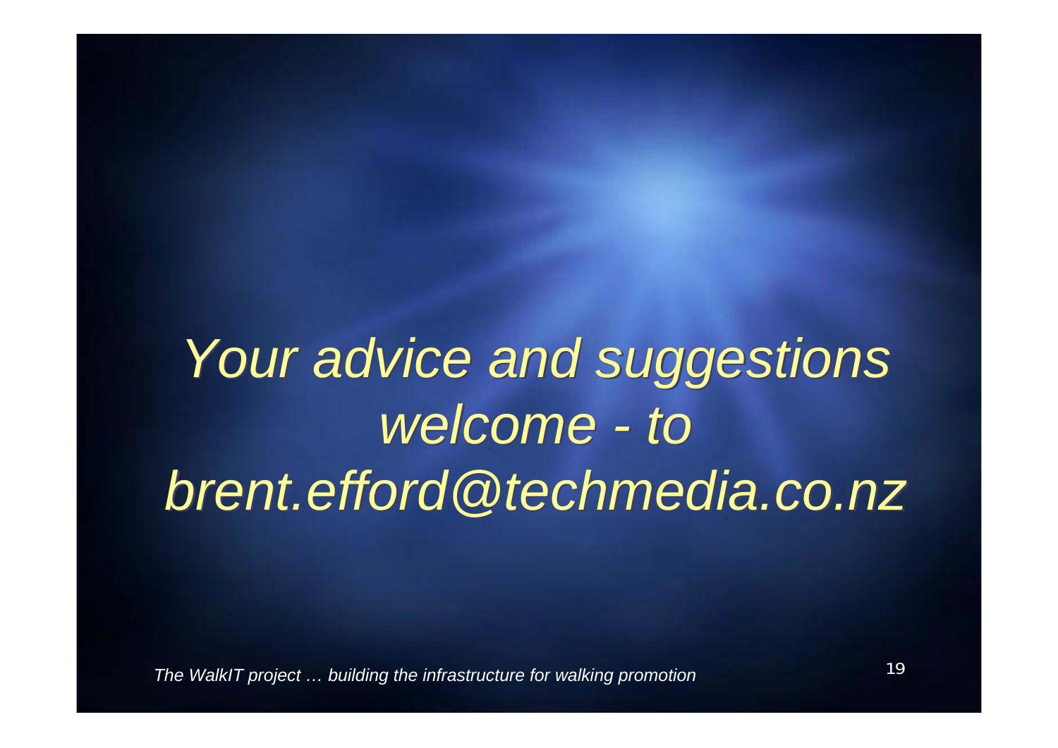*Your advice and suggestions welcome - to brent.efford@techmedia.co.nz*